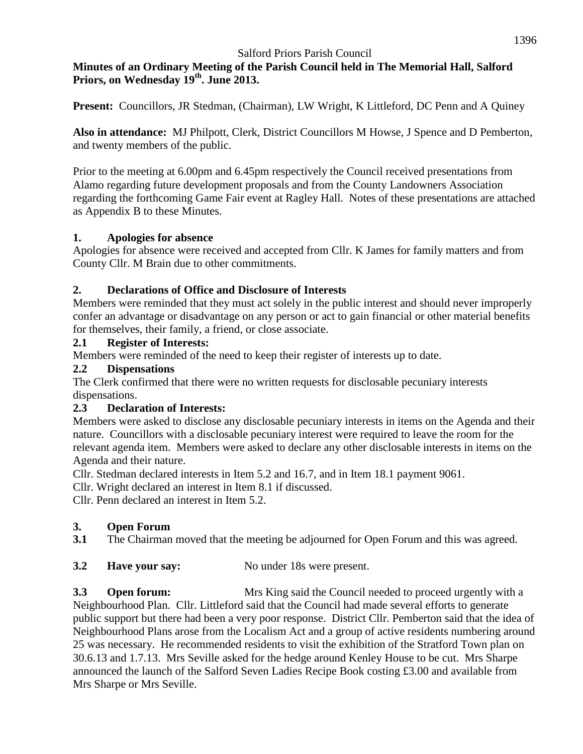Salford Priors Parish Council

**Minutes of an Ordinary Meeting of the Parish Council held in The Memorial Hall, Salford Priors, on Wednesday 19th. June 2013.**

**Present:** Councillors, JR Stedman, (Chairman), LW Wright, K Littleford, DC Penn and A Quiney

**Also in attendance:** MJ Philpott, Clerk, District Councillors M Howse, J Spence and D Pemberton, and twenty members of the public.

Prior to the meeting at 6.00pm and 6.45pm respectively the Council received presentations from Alamo regarding future development proposals and from the County Landowners Association regarding the forthcoming Game Fair event at Ragley Hall. Notes of these presentations are attached as Appendix B to these Minutes.

## 1. Apologies for absence

Apologies for absence were received and accepted from Cllr. K James for family matters and from County Cllr. M Brain due to other commitments.

## 2. Declarations of Office and Disclosure of Interests

Members were reminded that they must act solely in the public interest and should never improperly confer an advantage or disadvantage on any person or act to gain financial or other material benefits for themselves, their family, a friend, or close associate.

### 2.1 Register of Interests:

Members were reminded of the need to keep their register of interests up to date.

### 2.2 Dispensations

The Clerk confirmed that there were no written requests for disclosable pecuniary interests dispensations.

### 2.3 Declaration of Interests:

Members were asked to disclose any disclosable pecuniary interests in items on the Agenda and their nature. Councillors with a disclosable pecuniary interest were required to leave the room for the relevant agenda item. Members were asked to declare any other disclosable interests in items on the Agenda and their nature.

Cllr. Stedman declared interests in Item 5.2 and 16.7, and in Item 18.1 payment 9061.

Cllr. Wright declared an interest in Item 8.1 if discussed.

Cllr. Penn declared an interest in Item 5.2.

## 3. Open Forum

**3.1** The Chairman moved that the meeting be adjourned for Open Forum and this was agreed.

**3.2 Have your say:** No under 18s were present.

**3.3 Open forum:** Mrs King said the Council needed to proceed urgently with a Neighbourhood Plan. Cllr. Littleford said that the Council had made several efforts to generate public support but there had been a very poor response. District Cllr. Pemberton said that the idea of Neighbourhood Plans arose from the Localism Act and a group of active residents numbering around 25 was necessary. He recommended residents to visit the exhibition of the Stratford Town plan on 30.6.13 and 1.7.13. Mrs Seville asked for the hedge around Kenley House to be cut. Mrs Sharpe announced the launch of the Salford Seven Ladies Recipe Book costing £3.00 and available from Mrs Sharpe or Mrs Seville.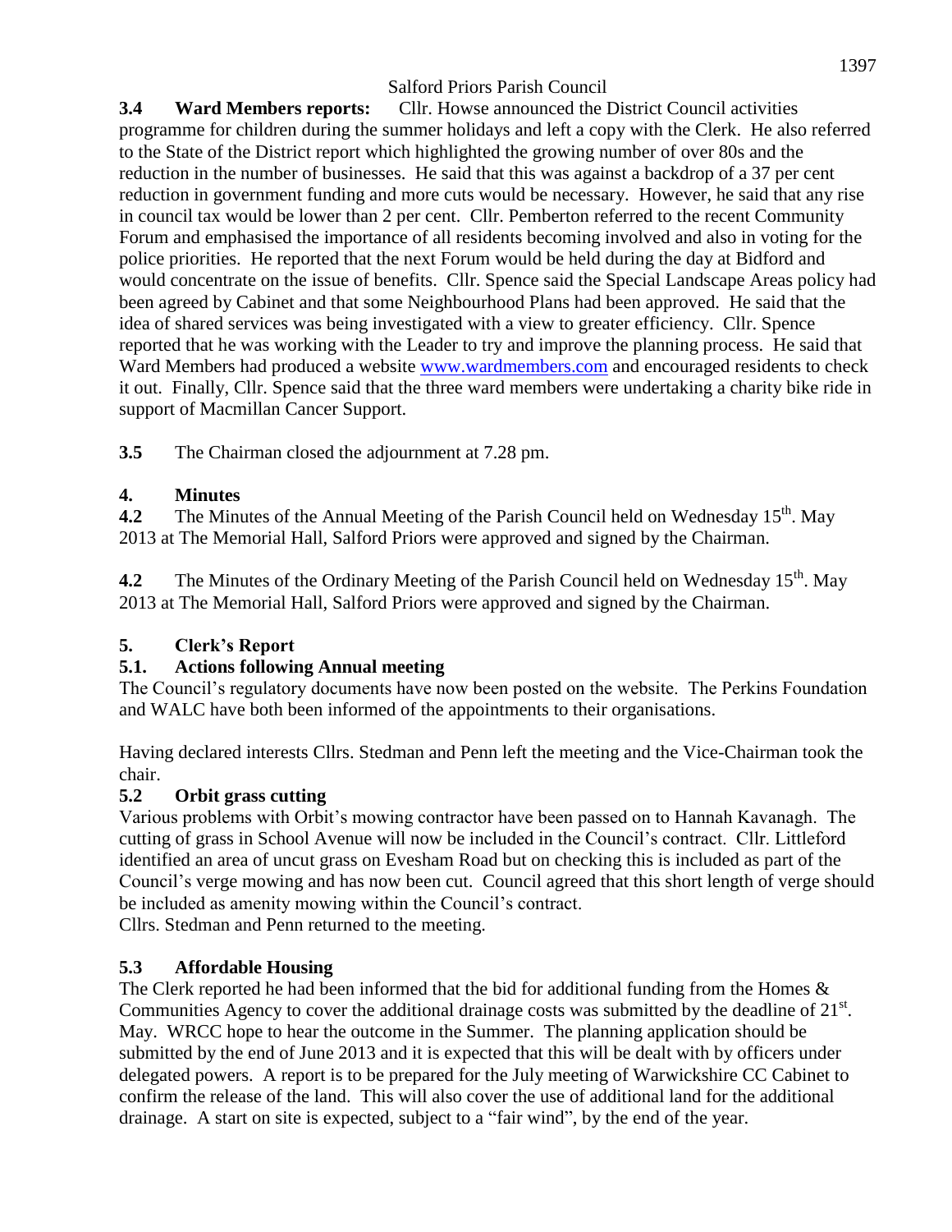**3.4 Ward Members reports:** Cllr. Howse announced the District Council activities programme for children during the summer holidays and left a copy with the Clerk. He also referred to the State of the District report which highlighted the growing number of over 80s and the reduction in the number of businesses. He said that this was against a backdrop of a 37 per cent reduction in government funding and more cuts would be necessary. However, he said that any rise in council tax would be lower than 2 per cent. Cllr. Pemberton referred to the recent Community Forum and emphasised the importance of all residents becoming involved and also in voting for the police priorities. He reported that the next Forum would be held during the day at Bidford and would concentrate on the issue of benefits. Cllr. Spence said the Special Landscape Areas policy had been agreed by Cabinet and that some Neighbourhood Plans had been approved. He said that the idea of shared services was being investigated with a view to greater efficiency. Cllr. Spence reported that he was working with the Leader to try and improve the planning process. He said that Ward Members had produced a website [www.wardmembers.com](http://www.wardmembers.com) and encouraged residents to check it out. Finally, Cllr. Spence said that the three ward members were undertaking a charity bike ride in support of Macmillan Cancer Support.

**3.5** The Chairman closed the adjournment at 7.28 pm.

## 4. Minutes

**4.2** The Minutes of the Annual Meeting of the Parish Council held on Wednesday 15th. May 2013 at The Memorial Hall, Salford Priors were approved and signed by the Chairman.

**4.2** The Minutes of the Ordinary Meeting of the Parish Council held on Wednesday 15th. May 2013 at The Memorial Hall, Salford Priors were approved and signed by the Chairman.

## 5. Clerk's Report

### 5.1. Actions following Annual meeting

The Council's regulatory documents have now been posted on the website. The Perkins Foundation and WALC have both been informed of the appointments to their organisations.

Having declared interests Cllrs. Stedman and Penn left the meeting and the Vice-Chairman took the chair.

### 5.2 Orbit grass cutting

Various problems with Orbit's mowing contractor have been passed on to Hannah Kavanagh. The cutting of grass in School Avenue will now be included in the Council's contract. Cllr. Littleford identified an area of uncut grass on Evesham Road but on checking this is included as part of the Council's verge mowing and has now been cut. Council agreed that this short length of verge should be included as amenity mowing within the Council's contract.
Cllrs. Stedman and Penn returned to the meeting.

### 5.3 Affordable Housing

The Clerk reported he had been informed that the bid for additional funding from the Homes & Communities Agency to cover the additional drainage costs was submitted by the deadline of 21st. May. WRCC hope to hear the outcome in the Summer. The planning application should be submitted by the end of June 2013 and it is expected that this will be dealt with by officers under delegated powers. A report is to be prepared for the July meeting of Warwickshire CC Cabinet to confirm the release of the land. This will also cover the use of additional land for the additional drainage. A start on site is expected, subject to a "fair wind", by the end of the year.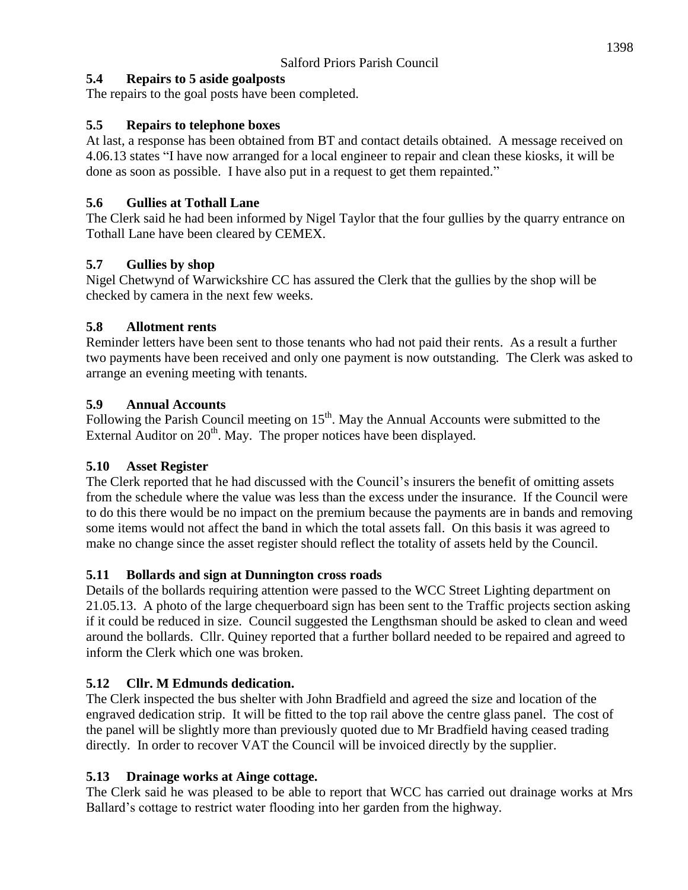### 5.4 Repairs to 5 aside goalposts

The repairs to the goal posts have been completed.

### 5.5 Repairs to telephone boxes

At last, a response has been obtained from BT and contact details obtained. A message received on 4.06.13 states "I have now arranged for a local engineer to repair and clean these kiosks, it will be done as soon as possible. I have also put in a request to get them repainted."

### 5.6 Gullies at Tothall Lane

The Clerk said he had been informed by Nigel Taylor that the four gullies by the quarry entrance on Tothall Lane have been cleared by CEMEX.

### 5.7 Gullies by shop

Nigel Chetwynd of Warwickshire CC has assured the Clerk that the gullies by the shop will be checked by camera in the next few weeks.

### 5.8 Allotment rents

Reminder letters have been sent to those tenants who had not paid their rents. As a result a further two payments have been received and only one payment is now outstanding. The Clerk was asked to arrange an evening meeting with tenants.

### 5.9 Annual Accounts

Following the Parish Council meeting on 15th. May the Annual Accounts were submitted to the External Auditor on 20th. May. The proper notices have been displayed.

### 5.10 Asset Register

The Clerk reported that he had discussed with the Council's insurers the benefit of omitting assets from the schedule where the value was less than the excess under the insurance. If the Council were to do this there would be no impact on the premium because the payments are in bands and removing some items would not affect the band in which the total assets fall. On this basis it was agreed to make no change since the asset register should reflect the totality of assets held by the Council.

### 5.11 Bollards and sign at Dunnington cross roads

Details of the bollards requiring attention were passed to the WCC Street Lighting department on 21.05.13. A photo of the large chequerboard sign has been sent to the Traffic projects section asking if it could be reduced in size. Council suggested the Lengthsman should be asked to clean and weed around the bollards. Cllr. Quiney reported that a further bollard needed to be repaired and agreed to inform the Clerk which one was broken.

### 5.12 Cllr. M Edmunds dedication.

The Clerk inspected the bus shelter with John Bradfield and agreed the size and location of the engraved dedication strip. It will be fitted to the top rail above the centre glass panel. The cost of the panel will be slightly more than previously quoted due to Mr Bradfield having ceased trading directly. In order to recover VAT the Council will be invoiced directly by the supplier.

### 5.13 Drainage works at Ainge cottage.

The Clerk said he was pleased to be able to report that WCC has carried out drainage works at Mrs Ballard's cottage to restrict water flooding into her garden from the highway.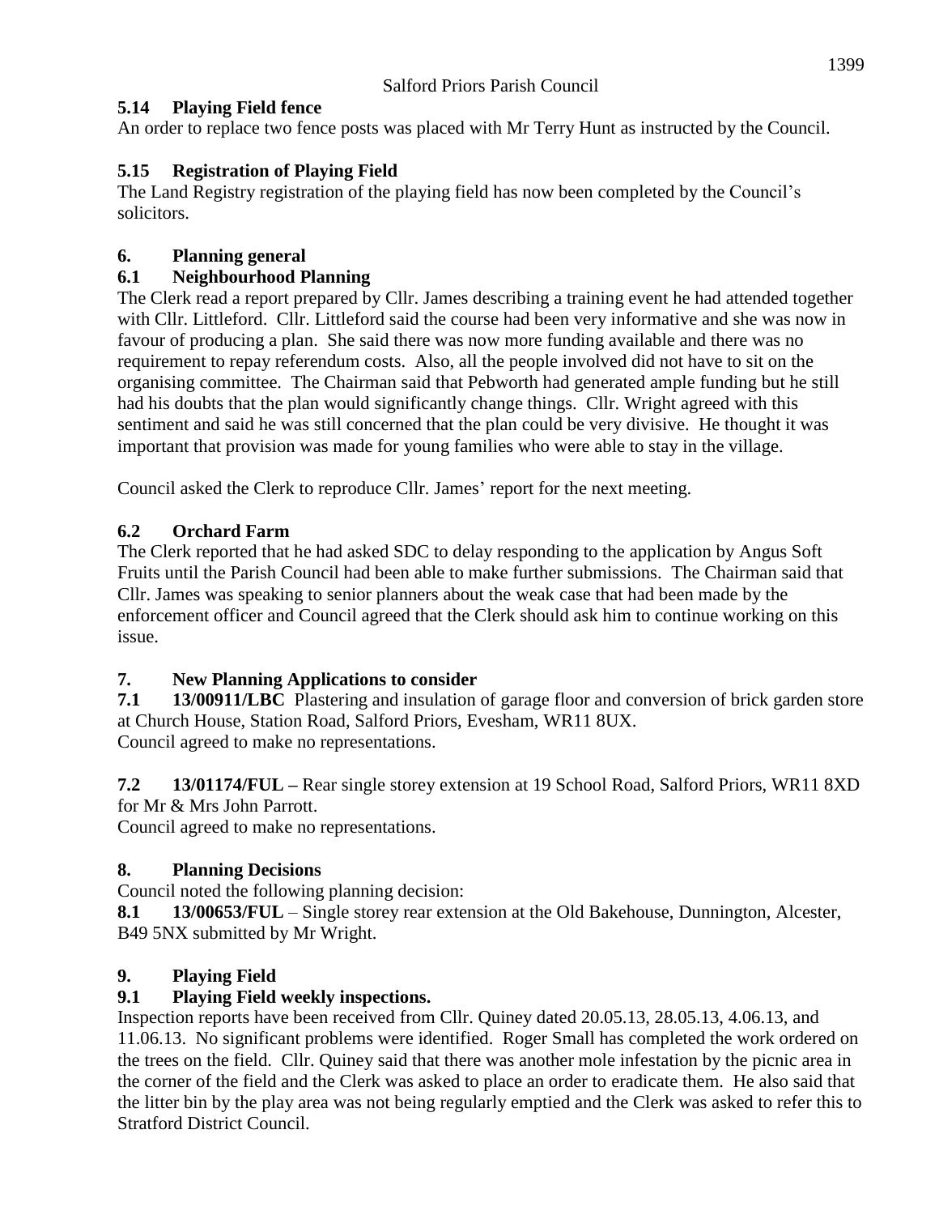### 5.14 Playing Field fence

An order to replace two fence posts was placed with Mr Terry Hunt as instructed by the Council.

### 5.15 Registration of Playing Field

The Land Registry registration of the playing field has now been completed by the Council's solicitors.

## 6. Planning general

### 6.1 Neighbourhood Planning

The Clerk read a report prepared by Cllr. James describing a training event he had attended together with Cllr. Littleford. Cllr. Littleford said the course had been very informative and she was now in favour of producing a plan. She said there was now more funding available and there was no requirement to repay referendum costs. Also, all the people involved did not have to sit on the organising committee. The Chairman said that Pebworth had generated ample funding but he still had his doubts that the plan would significantly change things. Cllr. Wright agreed with this sentiment and said he was still concerned that the plan could be very divisive. He thought it was important that provision was made for young families who were able to stay in the village.

Council asked the Clerk to reproduce Cllr. James' report for the next meeting.

### 6.2 Orchard Farm

The Clerk reported that he had asked SDC to delay responding to the application by Angus Soft Fruits until the Parish Council had been able to make further submissions. The Chairman said that Cllr. James was speaking to senior planners about the weak case that had been made by the enforcement officer and Council agreed that the Clerk should ask him to continue working on this issue.

## 7. New Planning Applications to consider

**7.1 13/00911/LBC** Plastering and insulation of garage floor and conversion of brick garden store at Church House, Station Road, Salford Priors, Evesham, WR11 8UX.
Council agreed to make no representations.

**7.2 13/01174/FUL –** Rear single storey extension at 19 School Road, Salford Priors, WR11 8XD for Mr & Mrs John Parrott.
Council agreed to make no representations.

## 8. Planning Decisions

Council noted the following planning decision:

**8.1 13/00653/FUL** – Single storey rear extension at the Old Bakehouse, Dunnington, Alcester, B49 5NX submitted by Mr Wright.

## 9. Playing Field

### 9.1 Playing Field weekly inspections.

Inspection reports have been received from Cllr. Quiney dated 20.05.13, 28.05.13, 4.06.13, and 11.06.13. No significant problems were identified. Roger Small has completed the work ordered on the trees on the field. Cllr. Quiney said that there was another mole infestation by the picnic area in the corner of the field and the Clerk was asked to place an order to eradicate them. He also said that the litter bin by the play area was not being regularly emptied and the Clerk was asked to refer this to Stratford District Council.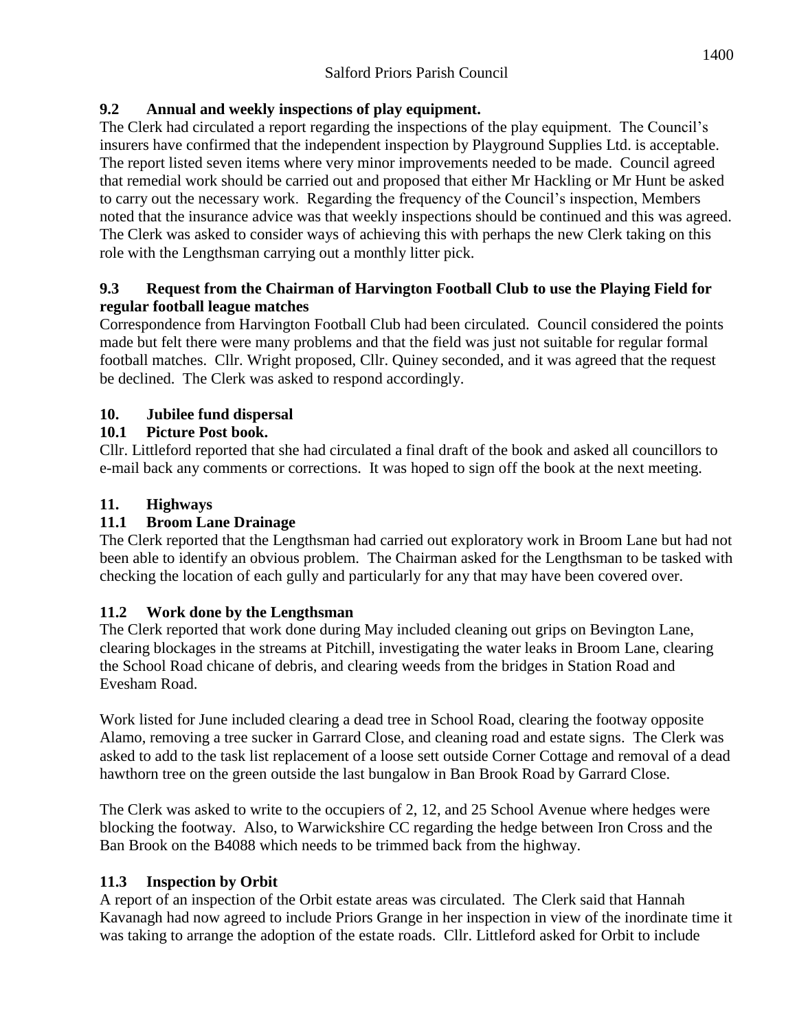### 9.2 Annual and weekly inspections of play equipment.

The Clerk had circulated a report regarding the inspections of the play equipment. The Council's insurers have confirmed that the independent inspection by Playground Supplies Ltd. is acceptable. The report listed seven items where very minor improvements needed to be made. Council agreed that remedial work should be carried out and proposed that either Mr Hackling or Mr Hunt be asked to carry out the necessary work. Regarding the frequency of the Council's inspection, Members noted that the insurance advice was that weekly inspections should be continued and this was agreed. The Clerk was asked to consider ways of achieving this with perhaps the new Clerk taking on this role with the Lengthsman carrying out a monthly litter pick.

### 9.3 Request from the Chairman of Harvington Football Club to use the Playing Field for regular football league matches

Correspondence from Harvington Football Club had been circulated. Council considered the points made but felt there were many problems and that the field was just not suitable for regular formal football matches. Cllr. Wright proposed, Cllr. Quiney seconded, and it was agreed that the request be declined. The Clerk was asked to respond accordingly.

## 10. Jubilee fund dispersal

### 10.1 Picture Post book.

Cllr. Littleford reported that she had circulated a final draft of the book and asked all councillors to e-mail back any comments or corrections. It was hoped to sign off the book at the next meeting.

## 11. Highways

### 11.1 Broom Lane Drainage

The Clerk reported that the Lengthsman had carried out exploratory work in Broom Lane but had not been able to identify an obvious problem. The Chairman asked for the Lengthsman to be tasked with checking the location of each gully and particularly for any that may have been covered over.

### 11.2 Work done by the Lengthsman

The Clerk reported that work done during May included cleaning out grips on Bevington Lane, clearing blockages in the streams at Pitchill, investigating the water leaks in Broom Lane, clearing the School Road chicane of debris, and clearing weeds from the bridges in Station Road and Evesham Road.

Work listed for June included clearing a dead tree in School Road, clearing the footway opposite Alamo, removing a tree sucker in Garrard Close, and cleaning road and estate signs. The Clerk was asked to add to the task list replacement of a loose sett outside Corner Cottage and removal of a dead hawthorn tree on the green outside the last bungalow in Ban Brook Road by Garrard Close.

The Clerk was asked to write to the occupiers of 2, 12, and 25 School Avenue where hedges were blocking the footway. Also, to Warwickshire CC regarding the hedge between Iron Cross and the Ban Brook on the B4088 which needs to be trimmed back from the highway.

### 11.3 Inspection by Orbit

A report of an inspection of the Orbit estate areas was circulated. The Clerk said that Hannah Kavanagh had now agreed to include Priors Grange in her inspection in view of the inordinate time it was taking to arrange the adoption of the estate roads. Cllr. Littleford asked for Orbit to include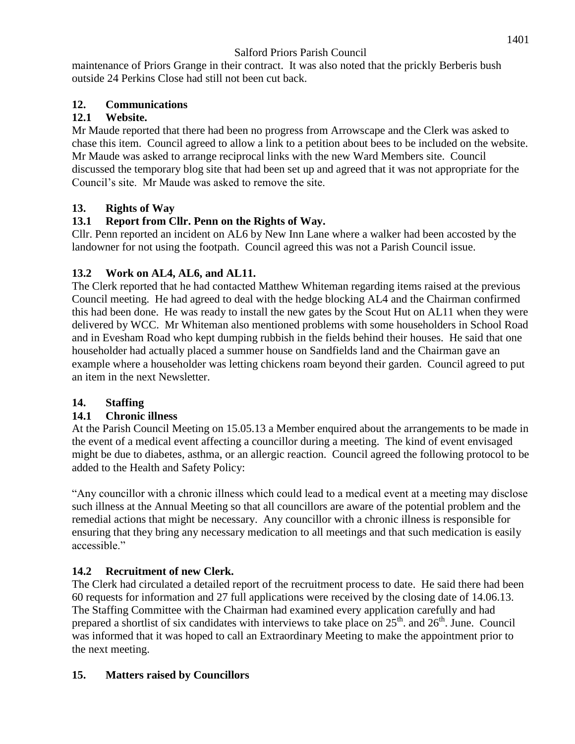maintenance of Priors Grange in their contract. It was also noted that the prickly Berberis bush outside 24 Perkins Close had still not been cut back.

## 12. Communications

### 12.1 Website.

Mr Maude reported that there had been no progress from Arrowscape and the Clerk was asked to chase this item. Council agreed to allow a link to a petition about bees to be included on the website. Mr Maude was asked to arrange reciprocal links with the new Ward Members site. Council discussed the temporary blog site that had been set up and agreed that it was not appropriate for the Council's site. Mr Maude was asked to remove the site.

## 13. Rights of Way

### 13.1 Report from Cllr. Penn on the Rights of Way.

Cllr. Penn reported an incident on AL6 by New Inn Lane where a walker had been accosted by the landowner for not using the footpath. Council agreed this was not a Parish Council issue.

### 13.2 Work on AL4, AL6, and AL11.

The Clerk reported that he had contacted Matthew Whiteman regarding items raised at the previous Council meeting. He had agreed to deal with the hedge blocking AL4 and the Chairman confirmed this had been done. He was ready to install the new gates by the Scout Hut on AL11 when they were delivered by WCC. Mr Whiteman also mentioned problems with some householders in School Road and in Evesham Road who kept dumping rubbish in the fields behind their houses. He said that one householder had actually placed a summer house on Sandfields land and the Chairman gave an example where a householder was letting chickens roam beyond their garden. Council agreed to put an item in the next Newsletter.

## 14. Staffing

### 14.1 Chronic illness

At the Parish Council Meeting on 15.05.13 a Member enquired about the arrangements to be made in the event of a medical event affecting a councillor during a meeting. The kind of event envisaged might be due to diabetes, asthma, or an allergic reaction. Council agreed the following protocol to be added to the Health and Safety Policy:

"Any councillor with a chronic illness which could lead to a medical event at a meeting may disclose such illness at the Annual Meeting so that all councillors are aware of the potential problem and the remedial actions that might be necessary. Any councillor with a chronic illness is responsible for ensuring that they bring any necessary medication to all meetings and that such medication is easily accessible."

### 14.2 Recruitment of new Clerk.

The Clerk had circulated a detailed report of the recruitment process to date. He said there had been 60 requests for information and 27 full applications were received by the closing date of 14.06.13. The Staffing Committee with the Chairman had examined every application carefully and had prepared a shortlist of six candidates with interviews to take place on 25th. and 26th. June. Council was informed that it was hoped to call an Extraordinary Meeting to make the appointment prior to the next meeting.

## 15. Matters raised by Councillors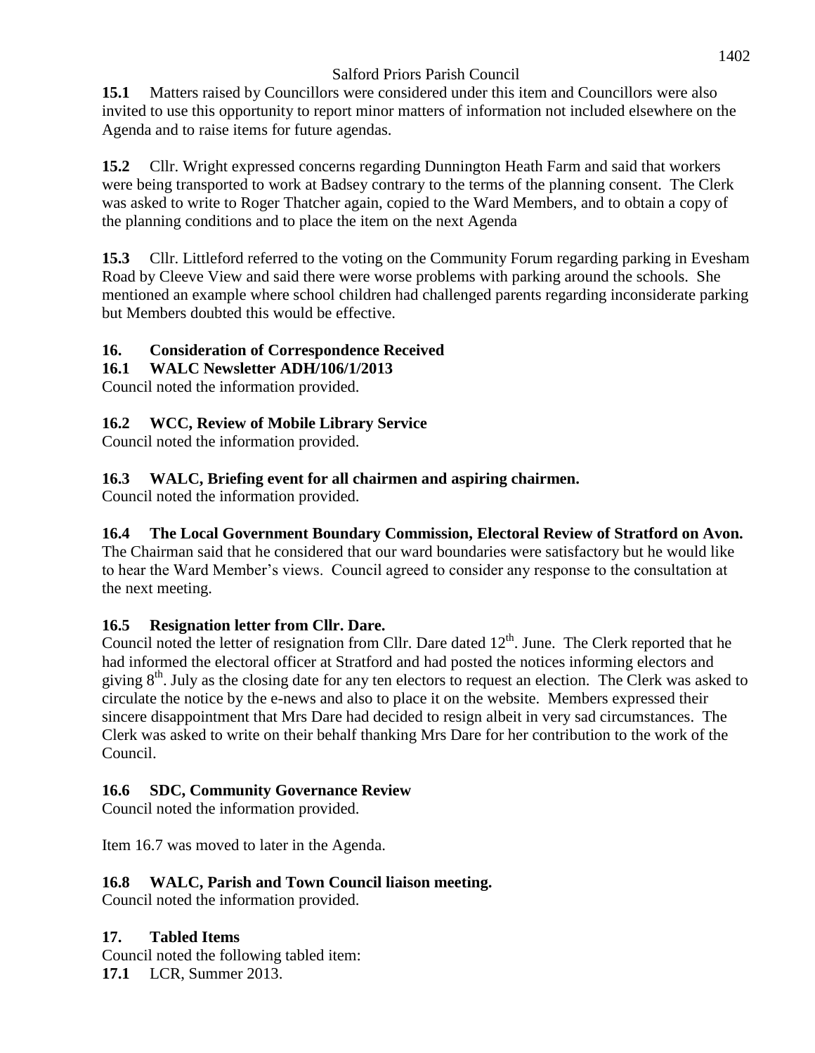**15.1** Matters raised by Councillors were considered under this item and Councillors were also invited to use this opportunity to report minor matters of information not included elsewhere on the Agenda and to raise items for future agendas.

**15.2** Cllr. Wright expressed concerns regarding Dunnington Heath Farm and said that workers were being transported to work at Badsey contrary to the terms of the planning consent. The Clerk was asked to write to Roger Thatcher again, copied to the Ward Members, and to obtain a copy of the planning conditions and to place the item on the next Agenda

**15.3** Cllr. Littleford referred to the voting on the Community Forum regarding parking in Evesham Road by Cleeve View and said there were worse problems with parking around the schools. She mentioned an example where school children had challenged parents regarding inconsiderate parking but Members doubted this would be effective.

## 16. Consideration of Correspondence Received

### 16.1 WALC Newsletter ADH/106/1/2013

Council noted the information provided.

### 16.2 WCC, Review of Mobile Library Service

Council noted the information provided.

### 16.3 WALC, Briefing event for all chairmen and aspiring chairmen.

Council noted the information provided.

### 16.4 The Local Government Boundary Commission, Electoral Review of Stratford on Avon.

The Chairman said that he considered that our ward boundaries were satisfactory but he would like to hear the Ward Member's views. Council agreed to consider any response to the consultation at the next meeting.

### 16.5 Resignation letter from Cllr. Dare.

Council noted the letter of resignation from Cllr. Dare dated 12th. June. The Clerk reported that he had informed the electoral officer at Stratford and had posted the notices informing electors and giving 8th. July as the closing date for any ten electors to request an election. The Clerk was asked to circulate the notice by the e-news and also to place it on the website. Members expressed their sincere disappointment that Mrs Dare had decided to resign albeit in very sad circumstances. The Clerk was asked to write on their behalf thanking Mrs Dare for her contribution to the work of the Council.

### 16.6 SDC, Community Governance Review

Council noted the information provided.

Item 16.7 was moved to later in the Agenda.

### 16.8 WALC, Parish and Town Council liaison meeting.

Council noted the information provided.

## 17. Tabled Items

Council noted the following tabled item:

**17.1** LCR, Summer 2013.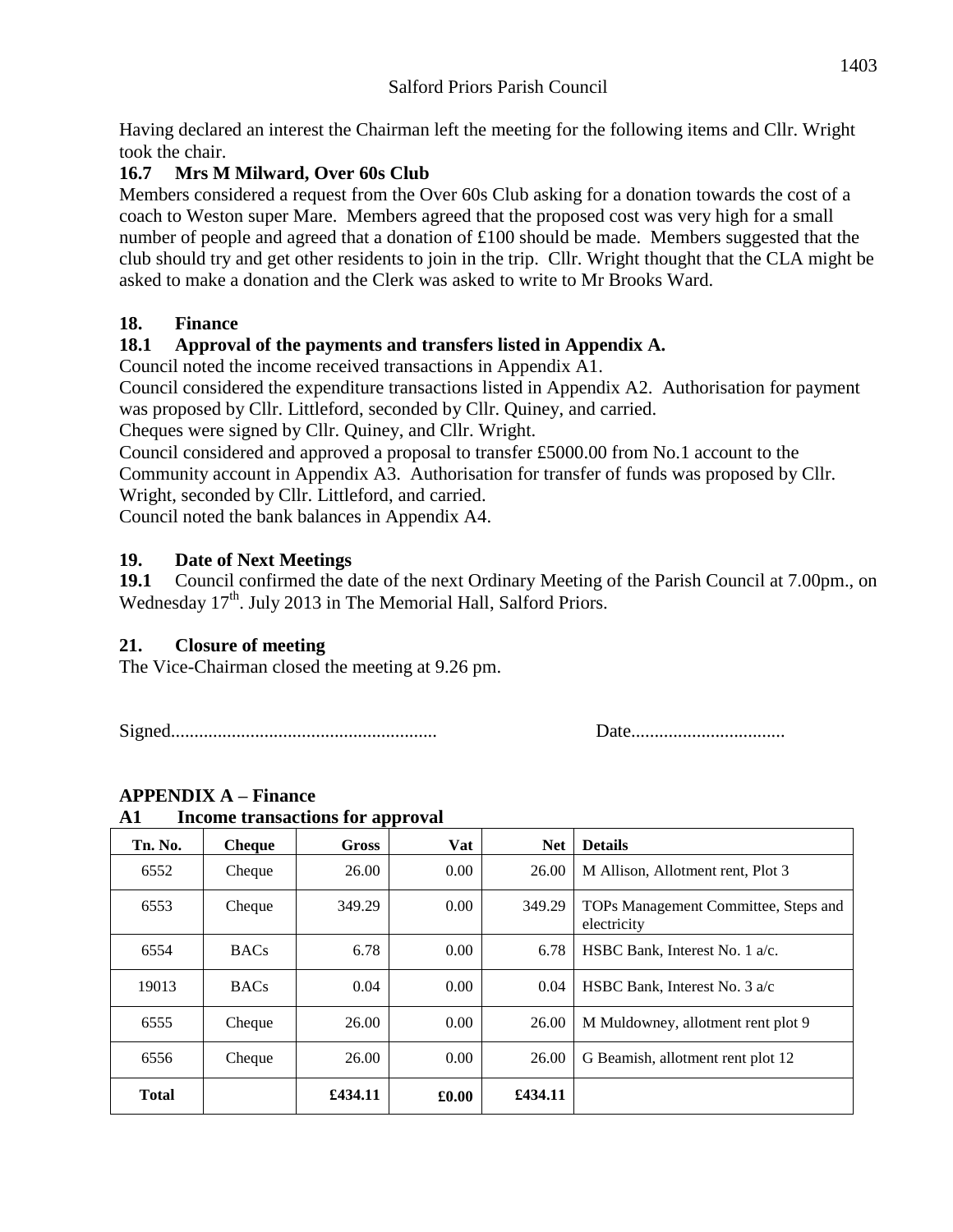Salford Priors Parish Council

Having declared an interest the Chairman left the meeting for the following items and Cllr. Wright took the chair.

### 16.7 Mrs M Milward, Over 60s Club

Members considered a request from the Over 60s Club asking for a donation towards the cost of a coach to Weston super Mare. Members agreed that the proposed cost was very high for a small number of people and agreed that a donation of £100 should be made. Members suggested that the club should try and get other residents to join in the trip. Cllr. Wright thought that the CLA might be asked to make a donation and the Clerk was asked to write to Mr Brooks Ward.

## 18. Finance

### 18.1 Approval of the payments and transfers listed in Appendix A.

Council noted the income received transactions in Appendix A1.

Council considered the expenditure transactions listed in Appendix A2. Authorisation for payment was proposed by Cllr. Littleford, seconded by Cllr. Quiney, and carried.

Cheques were signed by Cllr. Quiney, and Cllr. Wright.

Council considered and approved a proposal to transfer £5000.00 from No.1 account to the Community account in Appendix A3. Authorisation for transfer of funds was proposed by Cllr. Wright, seconded by Cllr. Littleford, and carried.

Council noted the bank balances in Appendix A4.

## 19. Date of Next Meetings

**19.1** Council confirmed the date of the next Ordinary Meeting of the Parish Council at 7.00pm., on Wednesday 17th. July 2013 in The Memorial Hall, Salford Priors.

## 21. Closure of meeting

The Vice-Chairman closed the meeting at 9.26 pm.

Signed......................................................... Date.................................

## APPENDIX A – Finance

### A1 Income transactions for approval

| Tn. No. | Cheque | Gross | Vat | Net | Details |
|---|---|---|---|---|---|
| 6552 | Cheque | 26.00 | 0.00 | 26.00 | M Allison, Allotment rent, Plot 3 |
| 6553 | Cheque | 349.29 | 0.00 | 349.29 | TOPs Management Committee, Steps and electricity |
| 6554 | BACs | 6.78 | 0.00 | 6.78 | HSBC Bank, Interest No. 1 a/c. |
| 19013 | BACs | 0.04 | 0.00 | 0.04 | HSBC Bank, Interest No. 3 a/c |
| 6555 | Cheque | 26.00 | 0.00 | 26.00 | M Muldowney, allotment rent plot 9 |
| 6556 | Cheque | 26.00 | 0.00 | 26.00 | G Beamish, allotment rent plot 12 |
| **Total** | | **£434.11** | **£0.00** | **£434.11** | |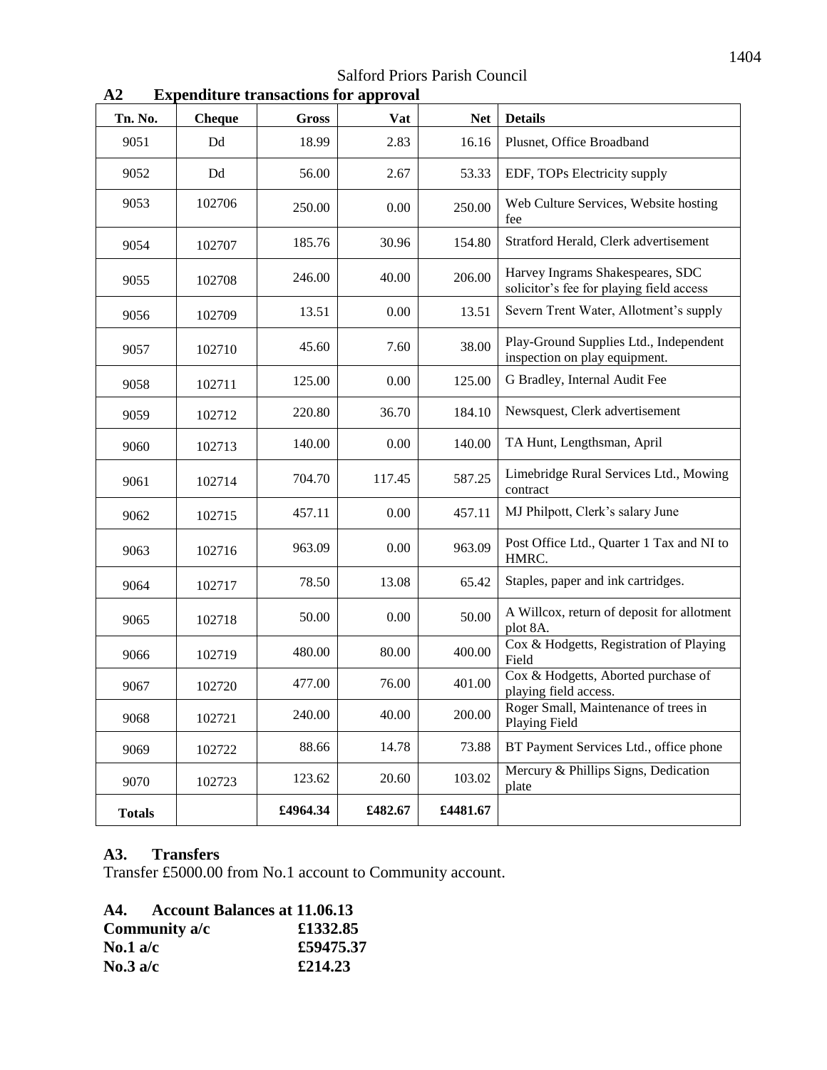Salford Priors Parish Council

## A2 Expenditure transactions for approval

| Tn. No. | Cheque | Gross | Vat | Net | Details |
|---|---|---|---|---|---|
| 9051 | Dd | 18.99 | 2.83 | 16.16 | Plusnet, Office Broadband |
| 9052 | Dd | 56.00 | 2.67 | 53.33 | EDF, TOPs Electricity supply |
| 9053 | 102706 | 250.00 | 0.00 | 250.00 | Web Culture Services, Website hosting fee |
| 9054 | 102707 | 185.76 | 30.96 | 154.80 | Stratford Herald, Clerk advertisement |
| 9055 | 102708 | 246.00 | 40.00 | 206.00 | Harvey Ingrams Shakespeares, SDC solicitor's fee for playing field access |
| 9056 | 102709 | 13.51 | 0.00 | 13.51 | Severn Trent Water, Allotment's supply |
| 9057 | 102710 | 45.60 | 7.60 | 38.00 | Play-Ground Supplies Ltd., Independent inspection on play equipment. |
| 9058 | 102711 | 125.00 | 0.00 | 125.00 | G Bradley, Internal Audit Fee |
| 9059 | 102712 | 220.80 | 36.70 | 184.10 | Newsquest, Clerk advertisement |
| 9060 | 102713 | 140.00 | 0.00 | 140.00 | TA Hunt, Lengthsman, April |
| 9061 | 102714 | 704.70 | 117.45 | 587.25 | Limebridge Rural Services Ltd., Mowing contract |
| 9062 | 102715 | 457.11 | 0.00 | 457.11 | MJ Philpott, Clerk's salary June |
| 9063 | 102716 | 963.09 | 0.00 | 963.09 | Post Office Ltd., Quarter 1 Tax and NI to HMRC. |
| 9064 | 102717 | 78.50 | 13.08 | 65.42 | Staples, paper and ink cartridges. |
| 9065 | 102718 | 50.00 | 0.00 | 50.00 | A Willcox, return of deposit for allotment plot 8A. |
| 9066 | 102719 | 480.00 | 80.00 | 400.00 | Cox & Hodgetts, Registration of Playing Field |
| 9067 | 102720 | 477.00 | 76.00 | 401.00 | Cox & Hodgetts, Aborted purchase of playing field access. |
| 9068 | 102721 | 240.00 | 40.00 | 200.00 | Roger Small, Maintenance of trees in Playing Field |
| 9069 | 102722 | 88.66 | 14.78 | 73.88 | BT Payment Services Ltd., office phone |
| 9070 | 102723 | 123.62 | 20.60 | 103.02 | Mercury & Phillips Signs, Dedication plate |
| **Totals** | | **£4964.34** | **£482.67** | **£4481.67** | |

## A3. Transfers

Transfer £5000.00 from No.1 account to Community account.

## A4. Account Balances at 11.06.13

**Community a/c** **£1332.85**
**No.1 a/c** **£59475.37**
**No.3 a/c** **£214.23**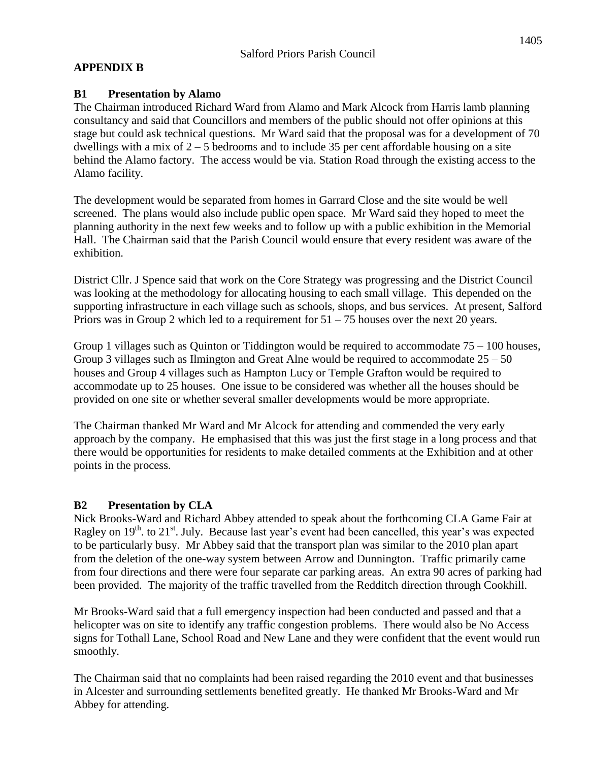Salford Priors Parish Council

## APPENDIX B

### B1 Presentation by Alamo

The Chairman introduced Richard Ward from Alamo and Mark Alcock from Harris lamb planning consultancy and said that Councillors and members of the public should not offer opinions at this stage but could ask technical questions. Mr Ward said that the proposal was for a development of 70 dwellings with a mix of 2 – 5 bedrooms and to include 35 per cent affordable housing on a site behind the Alamo factory. The access would be via. Station Road through the existing access to the Alamo facility.

The development would be separated from homes in Garrard Close and the site would be well screened. The plans would also include public open space. Mr Ward said they hoped to meet the planning authority in the next few weeks and to follow up with a public exhibition in the Memorial Hall. The Chairman said that the Parish Council would ensure that every resident was aware of the exhibition.

District Cllr. J Spence said that work on the Core Strategy was progressing and the District Council was looking at the methodology for allocating housing to each small village. This depended on the supporting infrastructure in each village such as schools, shops, and bus services. At present, Salford Priors was in Group 2 which led to a requirement for 51 – 75 houses over the next 20 years.

Group 1 villages such as Quinton or Tiddington would be required to accommodate 75 – 100 houses, Group 3 villages such as Ilmington and Great Alne would be required to accommodate 25 – 50 houses and Group 4 villages such as Hampton Lucy or Temple Grafton would be required to accommodate up to 25 houses. One issue to be considered was whether all the houses should be provided on one site or whether several smaller developments would be more appropriate.

The Chairman thanked Mr Ward and Mr Alcock for attending and commended the very early approach by the company. He emphasised that this was just the first stage in a long process and that there would be opportunities for residents to make detailed comments at the Exhibition and at other points in the process.

### B2 Presentation by CLA

Nick Brooks-Ward and Richard Abbey attended to speak about the forthcoming CLA Game Fair at Ragley on 19th. to 21st. July. Because last year's event had been cancelled, this year's was expected to be particularly busy. Mr Abbey said that the transport plan was similar to the 2010 plan apart from the deletion of the one-way system between Arrow and Dunnington. Traffic primarily came from four directions and there were four separate car parking areas. An extra 90 acres of parking had been provided. The majority of the traffic travelled from the Redditch direction through Cookhill.

Mr Brooks-Ward said that a full emergency inspection had been conducted and passed and that a helicopter was on site to identify any traffic congestion problems. There would also be No Access signs for Tothall Lane, School Road and New Lane and they were confident that the event would run smoothly.

The Chairman said that no complaints had been raised regarding the 2010 event and that businesses in Alcester and surrounding settlements benefited greatly. He thanked Mr Brooks-Ward and Mr Abbey for attending.